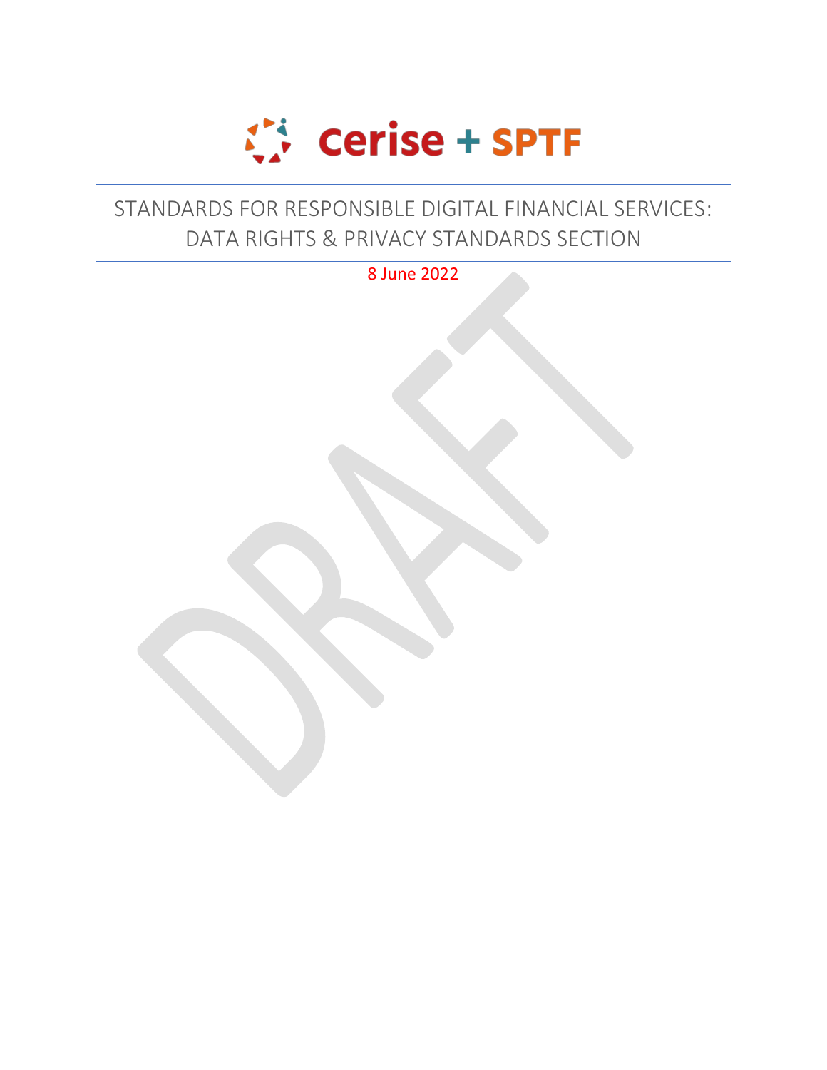Cerise + SPTF

# STANDARDS FOR RESPONSIBLE DIGITAL FINANCIAL SERVICES: DATA RIGHTS & PRIVACY STANDARDS SECTION

8 June 2022

DRAFT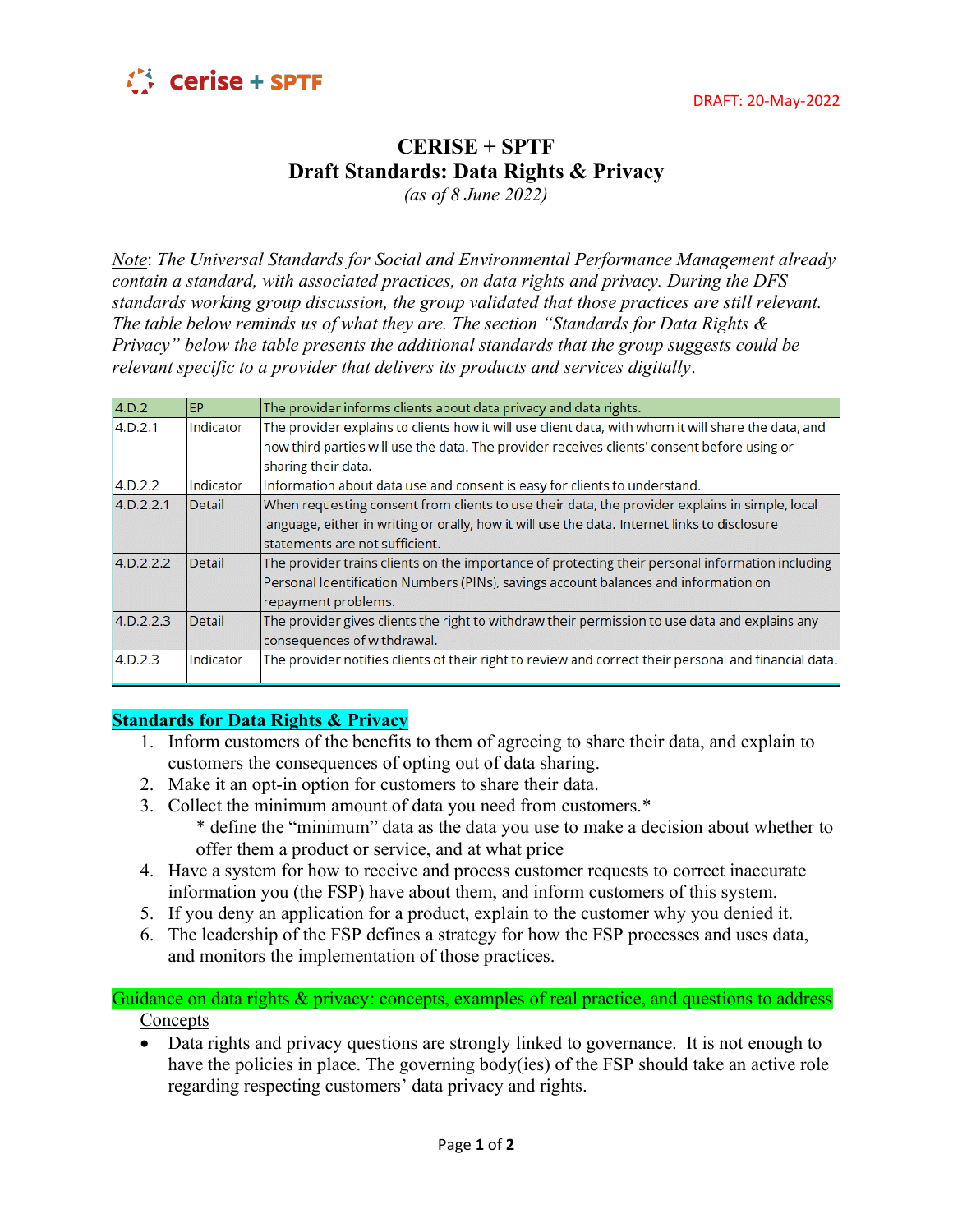# CERISE + SPTF
## Draft Standards: Data Rights & Privacy
*(as of 8 June 2022)*

DRAFT: 20-May-2022

*Note: The Universal Standards for Social and Environmental Performance Management already contain a standard, with associated practices, on data rights and privacy. During the DFS standards working group discussion, the group validated that those practices are still relevant. The table below reminds us of what they are. The section "Standards for Data Rights & Privacy" below the table presents the additional standards that the group suggests could be relevant specific to a provider that delivers its products and services digitally.*

| 4.D.2 | EP | The provider informs clients about data privacy and data rights. |
|---|---|---|
| 4.D.2.1 | Indicator | The provider explains to clients how it will use client data, with whom it will share the data, and how third parties will use the data. The provider receives clients' consent before using or sharing their data. |
| 4.D.2.2 | Indicator | Information about data use and consent is easy for clients to understand. |
| 4.D.2.2.1 | Detail | When requesting consent from clients to use their data, the provider explains in simple, local language, either in writing or orally, how it will use the data. Internet links to disclosure statements are not sufficient. |
| 4.D.2.2.2 | Detail | The provider trains clients on the importance of protecting their personal information including Personal Identification Numbers (PINs), savings account balances and information on repayment problems. |
| 4.D.2.2.3 | Detail | The provider gives clients the right to withdraw their permission to use data and explains any consequences of withdrawal. |
| 4.D.2.3 | Indicator | The provider notifies clients of their right to review and correct their personal and financial data. |

## Standards for Data Rights & Privacy

1. Inform customers of the benefits to them of agreeing to share their data, and explain to customers the consequences of opting out of data sharing.
2. Make it an opt-in option for customers to share their data.
3. Collect the minimum amount of data you need from customers.*
   * define the "minimum" data as the data you use to make a decision about whether to offer them a product or service, and at what price
4. Have a system for how to receive and process customer requests to correct inaccurate information you (the FSP) have about them, and inform customers of this system.
5. If you deny an application for a product, explain to the customer why you denied it.
6. The leadership of the FSP defines a strategy for how the FSP processes and uses data, and monitors the implementation of those practices.

## Guidance on data rights & privacy: concepts, examples of real practice, and questions to address

Concepts

- Data rights and privacy questions are strongly linked to governance. It is not enough to have the policies in place. The governing body(ies) of the FSP should take an active role regarding respecting customers' data privacy and rights.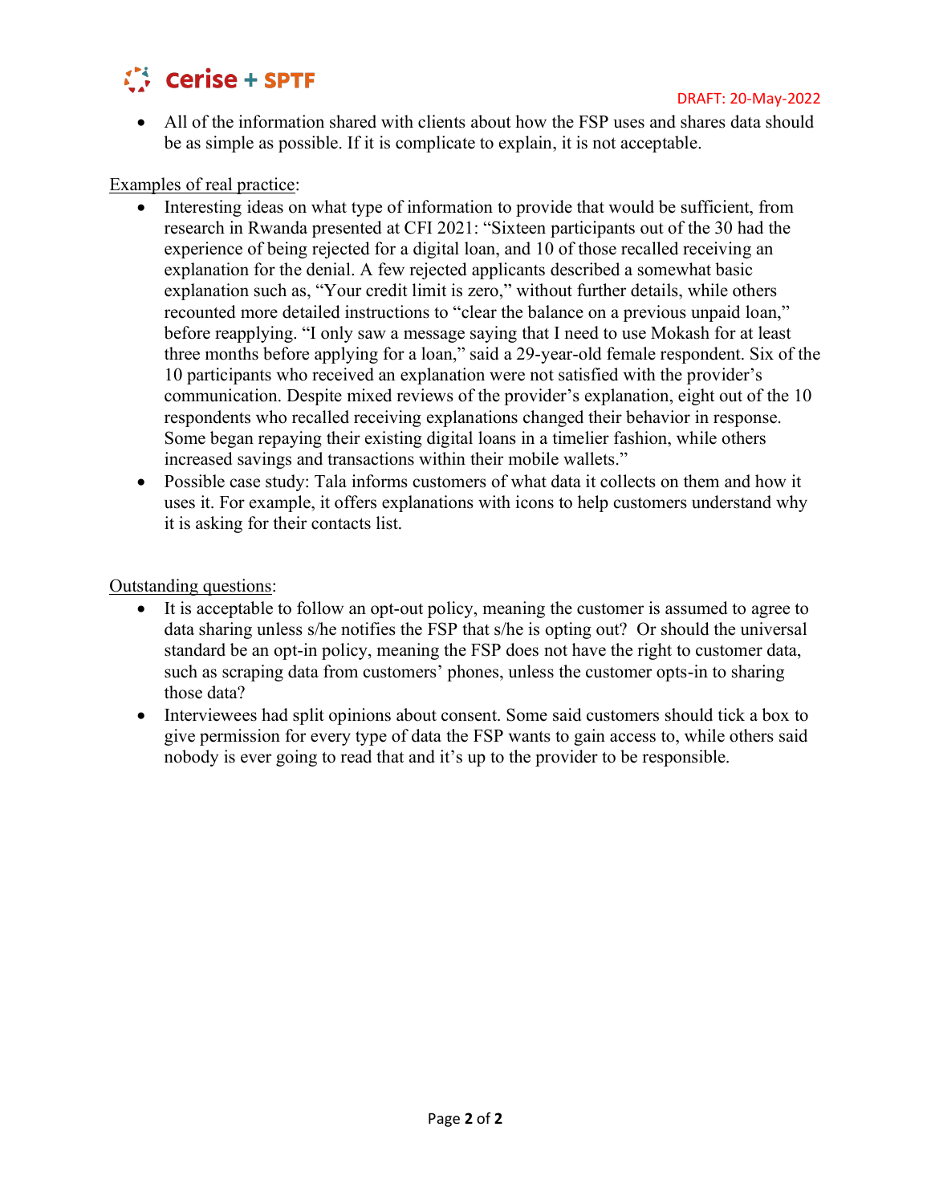- All of the information shared with clients about how the FSP uses and shares data should be as simple as possible. If it is complicate to explain, it is not acceptable.

Examples of real practice:

- Interesting ideas on what type of information to provide that would be sufficient, from research in Rwanda presented at CFI 2021: "Sixteen participants out of the 30 had the experience of being rejected for a digital loan, and 10 of those recalled receiving an explanation for the denial. A few rejected applicants described a somewhat basic explanation such as, "Your credit limit is zero," without further details, while others recounted more detailed instructions to "clear the balance on a previous unpaid loan," before reapplying. "I only saw a message saying that I need to use Mokash for at least three months before applying for a loan," said a 29-year-old female respondent. Six of the 10 participants who received an explanation were not satisfied with the provider's communication. Despite mixed reviews of the provider's explanation, eight out of the 10 respondents who recalled receiving explanations changed their behavior in response. Some began repaying their existing digital loans in a timelier fashion, while others increased savings and transactions within their mobile wallets."
- Possible case study: Tala informs customers of what data it collects on them and how it uses it. For example, it offers explanations with icons to help customers understand why it is asking for their contacts list.

Outstanding questions:

- It is acceptable to follow an opt-out policy, meaning the customer is assumed to agree to data sharing unless s/he notifies the FSP that s/he is opting out? Or should the universal standard be an opt-in policy, meaning the FSP does not have the right to customer data, such as scraping data from customers' phones, unless the customer opts-in to sharing those data?
- Interviewees had split opinions about consent. Some said customers should tick a box to give permission for every type of data the FSP wants to gain access to, while others said nobody is ever going to read that and it's up to the provider to be responsible.